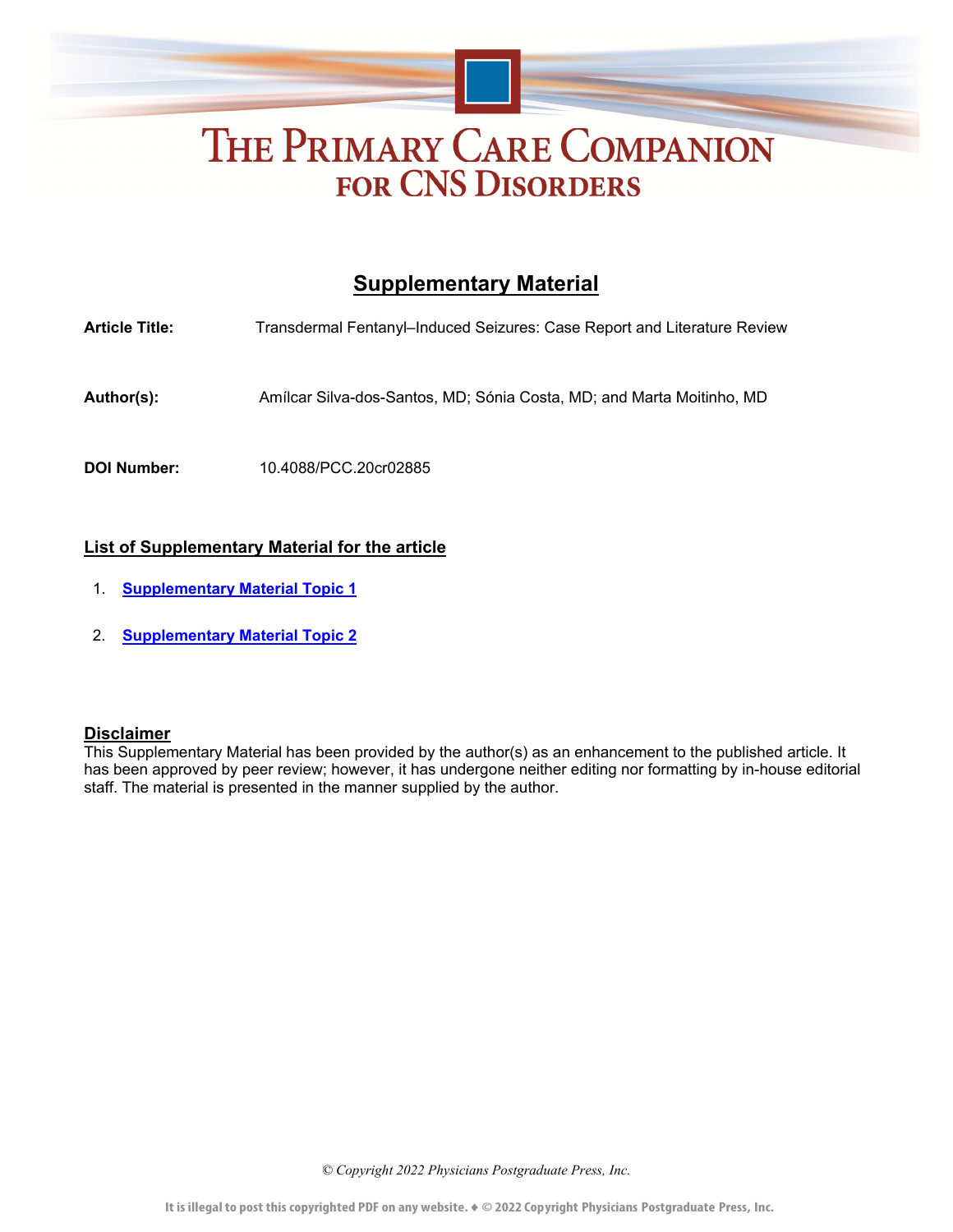# THE PRIMARY CARE COMPANION FOR CNS DISORDERS

## Supplementary Material

**Article Title:** Transdermal Fentanyl–Induced Seizures: Case Report and Literature Review

**Author(s):** Amílcar Silva-dos-Santos, MD; Sónia Costa, MD; and Marta Moitinho, MD

**DOI Number:** 10.4088/PCC.20cr02885

### List of Supplementary Material for the article

1. **Supplementary Material Topic 1**
2. **Supplementary Material Topic 2**

### Disclaimer

This Supplementary Material has been provided by the author(s) as an enhancement to the published article. It has been approved by peer review; however, it has undergone neither editing nor formatting by in-house editorial staff. The material is presented in the manner supplied by the author.

*© Copyright 2022 Physicians Postgraduate Press, Inc.*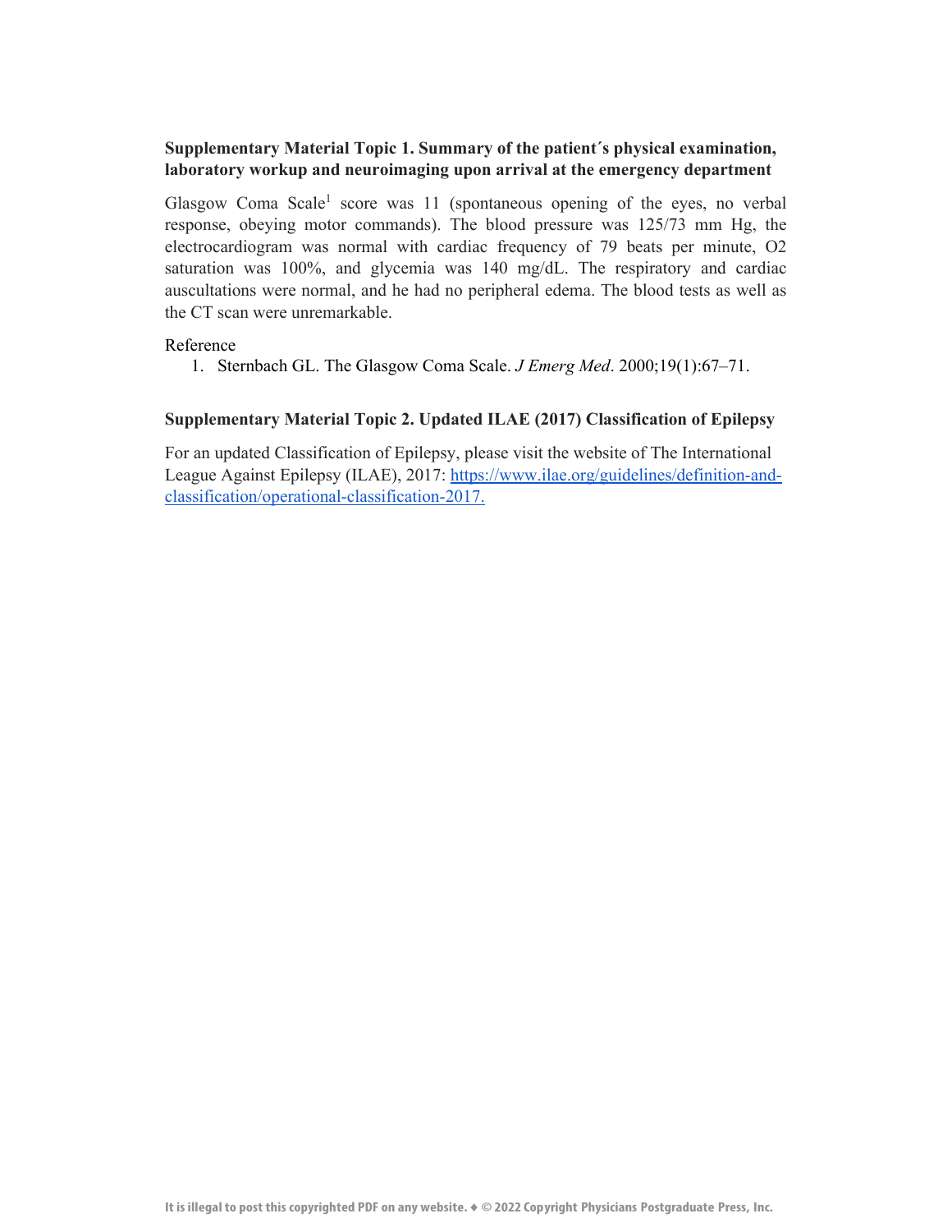**Supplementary Material Topic 1. Summary of the patient´s physical examination, laboratory workup and neuroimaging upon arrival at the emergency department**

Glasgow Coma Scale[1] score was 11 (spontaneous opening of the eyes, no verbal response, obeying motor commands). The blood pressure was 125/73 mm Hg, the electrocardiogram was normal with cardiac frequency of 79 beats per minute, O2 saturation was 100%, and glycemia was 140 mg/dL. The respiratory and cardiac auscultations were normal, and he had no peripheral edema. The blood tests as well as the CT scan were unremarkable.

Reference

1. Sternbach GL. The Glasgow Coma Scale. *J Emerg Med*. 2000;19(1):67–71.

**Supplementary Material Topic 2. Updated ILAE (2017) Classification of Epilepsy**

For an updated Classification of Epilepsy, please visit the website of The International League Against Epilepsy (ILAE), 2017: https://www.ilae.org/guidelines/definition-and-classification/operational-classification-2017.